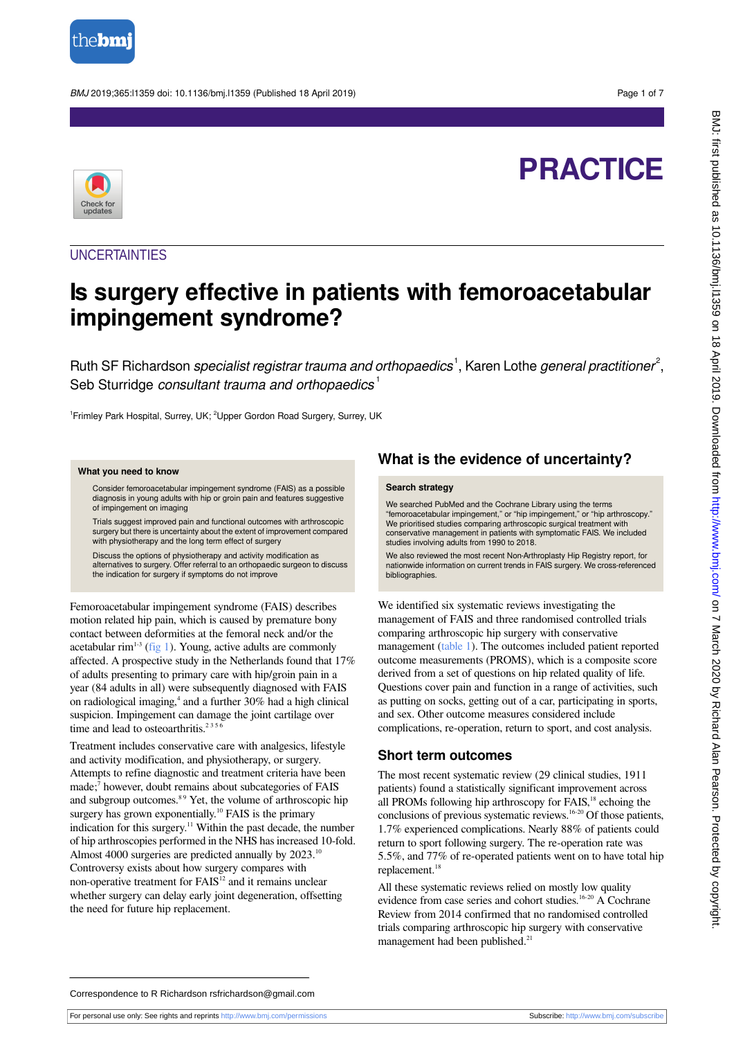# PRACTICE

## UNCERTAINTIES

# Is surgery effective in patients with femoroacetabular impingement syndrome?

Ruth SF Richardson *specialist registrar trauma and orthopaedics*[1], Karen Lothe *general practitioner*[2], Seb Sturridge *consultant trauma and orthopaedics*[1]

[1]Frimley Park Hospital, Surrey, UK; [2]Upper Gordon Road Surgery, Surrey, UK

### What you need to know

- Consider femoroacetabular impingement syndrome (FAIS) as a possible diagnosis in young adults with hip or groin pain and features suggestive of impingement on imaging
- Trials suggest improved pain and functional outcomes with arthroscopic surgery but there is uncertainty about the extent of improvement compared with physiotherapy and the long term effect of surgery
- Discuss the options of physiotherapy and activity modification as alternatives to surgery. Offer referral to an orthopaedic surgeon to discuss the indication for surgery if symptoms do not improve

Femoroacetabular impingement syndrome (FAIS) describes motion related hip pain, which is caused by premature bony contact between deformities at the femoral neck and/or the acetabular rim[1-3] (fig 1). Young, active adults are commonly affected. A prospective study in the Netherlands found that 17% of adults presenting to primary care with hip/groin pain in a year (84 adults in all) were subsequently diagnosed with FAIS on radiological imaging,[4] and a further 30% had a high clinical suspicion. Impingement can damage the joint cartilage over time and lead to osteoarthritis.[2 3 5 6]

Treatment includes conservative care with analgesics, lifestyle and activity modification, and physiotherapy, or surgery. Attempts to refine diagnostic and treatment criteria have been made;[7] however, doubt remains about subcategories of FAIS and subgroup outcomes.[8 9] Yet, the volume of arthroscopic hip surgery has grown exponentially.[10] FAIS is the primary indication for this surgery.[11] Within the past decade, the number of hip arthroscopies performed in the NHS has increased 10-fold. Almost 4000 surgeries are predicted annually by 2023.[10] Controversy exists about how surgery compares with non-operative treatment for FAIS[12] and it remains unclear whether surgery can delay early joint degeneration, offsetting the need for future hip replacement.

## What is the evidence of uncertainty?

### Search strategy

We searched PubMed and the Cochrane Library using the terms "femoroacetabular impingement," or "hip impingement," or "hip arthroscopy." We prioritised studies comparing arthroscopic surgical treatment with conservative management in patients with symptomatic FAIS. We included studies involving adults from 1990 to 2018.

We also reviewed the most recent Non-Arthroplasty Hip Registry report, for nationwide information on current trends in FAIS surgery. We cross-referenced bibliographies.

We identified six systematic reviews investigating the management of FAIS and three randomised controlled trials comparing arthroscopic hip surgery with conservative management (table 1). The outcomes included patient reported outcome measurements (PROMS), which is a composite score derived from a set of questions on hip related quality of life. Questions cover pain and function in a range of activities, such as putting on socks, getting out of a car, participating in sports, and sex. Other outcome measures considered include complications, re-operation, return to sport, and cost analysis.

### Short term outcomes

The most recent systematic review (29 clinical studies, 1911 patients) found a statistically significant improvement across all PROMs following hip arthroscopy for FAIS,[18] echoing the conclusions of previous systematic reviews.[16-20] Of those patients, 1.7% experienced complications. Nearly 88% of patients could return to sport following surgery. The re-operation rate was 5.5%, and 77% of re-operated patients went on to have total hip replacement.[18]

All these systematic reviews relied on mostly low quality evidence from case series and cohort studies.[16-20] A Cochrane Review from 2014 confirmed that no randomised controlled trials comparing arthroscopic hip surgery with conservative management had been published.[21]

Correspondence to R Richardson rsfrichardson@gmail.com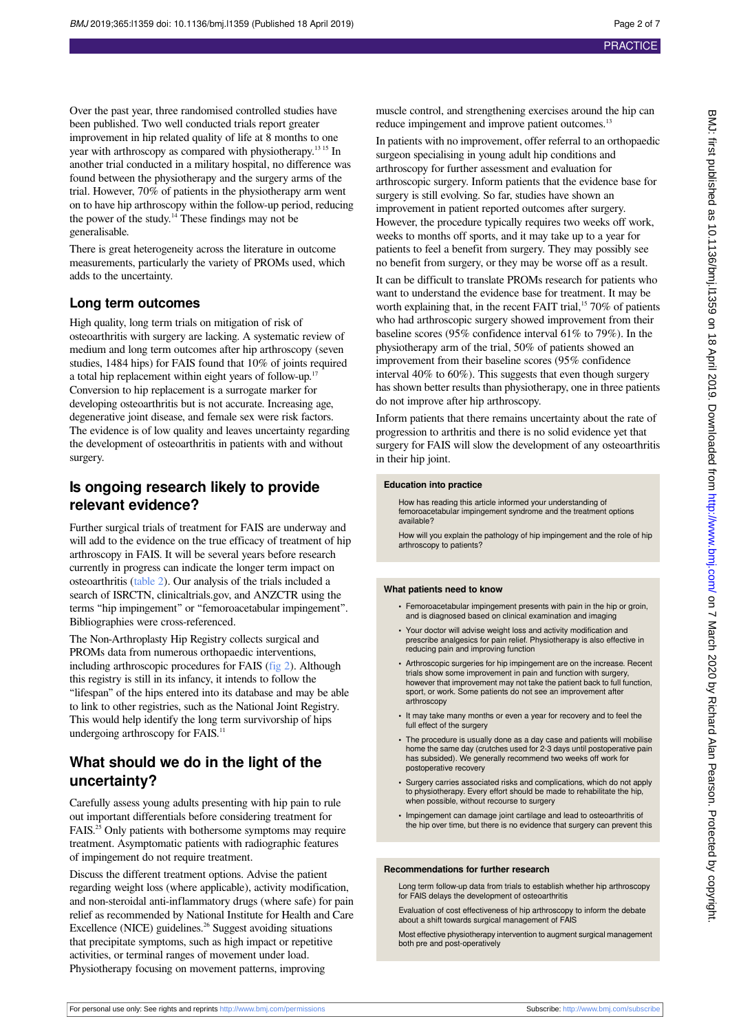Over the past year, three randomised controlled studies have been published. Two well conducted trials report greater improvement in hip related quality of life at 8 months to one year with arthroscopy as compared with physiotherapy.[13,15] In another trial conducted in a military hospital, no difference was found between the physiotherapy and the surgery arms of the trial. However, 70% of patients in the physiotherapy arm went on to have hip arthroscopy within the follow-up period, reducing the power of the study.[14] These findings may not be generalisable.

There is great heterogeneity across the literature in outcome measurements, particularly the variety of PROMs used, which adds to the uncertainty.

## Long term outcomes

High quality, long term trials on mitigation of risk of osteoarthritis with surgery are lacking. A systematic review of medium and long term outcomes after hip arthroscopy (seven studies, 1484 hips) for FAIS found that 10% of joints required a total hip replacement within eight years of follow-up.[17] Conversion to hip replacement is a surrogate marker for developing osteoarthritis but is not accurate. Increasing age, degenerative joint disease, and female sex were risk factors. The evidence is of low quality and leaves uncertainty regarding the development of osteoarthritis in patients with and without surgery.

# Is ongoing research likely to provide relevant evidence?

Further surgical trials of treatment for FAIS are underway and will add to the evidence on the true efficacy of treatment of hip arthroscopy in FAIS. It will be several years before research currently in progress can indicate the longer term impact on osteoarthritis (table 2). Our analysis of the trials included a search of ISRCTN, clinicaltrials.gov, and ANZCTR using the terms "hip impingement" or "femoroacetabular impingement". Bibliographies were cross-referenced.

The Non-Arthroplasty Hip Registry collects surgical and PROMs data from numerous orthopaedic interventions, including arthroscopic procedures for FAIS (fig 2). Although this registry is still in its infancy, it intends to follow the "lifespan" of the hips entered into its database and may be able to link to other registries, such as the National Joint Registry. This would help identify the long term survivorship of hips undergoing arthroscopy for FAIS.[11]

# What should we do in the light of the uncertainty?

Carefully assess young adults presenting with hip pain to rule out important differentials before considering treatment for FAIS.[25] Only patients with bothersome symptoms may require treatment. Asymptomatic patients with radiographic features of impingement do not require treatment.

Discuss the different treatment options. Advise the patient regarding weight loss (where applicable), activity modification, and non-steroidal anti-inflammatory drugs (where safe) for pain relief as recommended by National Institute for Health and Care Excellence (NICE) guidelines.[26] Suggest avoiding situations that precipitate symptoms, such as high impact or repetitive activities, or terminal ranges of movement under load. Physiotherapy focusing on movement patterns, improving muscle control, and strengthening exercises around the hip can reduce impingement and improve patient outcomes.[13]

In patients with no improvement, offer referral to an orthopaedic surgeon specialising in young adult hip conditions and arthroscopy for further assessment and evaluation for arthroscopic surgery. Inform patients that the evidence base for surgery is still evolving. So far, studies have shown an improvement in patient reported outcomes after surgery. However, the procedure typically requires two weeks off work, weeks to months off sports, and it may take up to a year for patients to feel a benefit from surgery. They may possibly see no benefit from surgery, or they may be worse off as a result.

It can be difficult to translate PROMs research for patients who want to understand the evidence base for treatment. It may be worth explaining that, in the recent FAIT trial,[15] 70% of patients who had arthroscopic surgery showed improvement from their baseline scores (95% confidence interval 61% to 79%). In the physiotherapy arm of the trial, 50% of patients showed an improvement from their baseline scores (95% confidence interval 40% to 60%). This suggests that even though surgery has shown better results than physiotherapy, one in three patients do not improve after hip arthroscopy.

Inform patients that there remains uncertainty about the rate of progression to arthritis and there is no solid evidence yet that surgery for FAIS will slow the development of any osteoarthritis in their hip joint.

### Education into practice

How has reading this article informed your understanding of femoroacetabular impingement syndrome and the treatment options available?

How will you explain the pathology of hip impingement and the role of hip arthroscopy to patients?

### What patients need to know

- Femoroacetabular impingement presents with pain in the hip or groin, and is diagnosed based on clinical examination and imaging
- Your doctor will advise weight loss and activity modification and prescribe analgesics for pain relief. Physiotherapy is also effective in reducing pain and improving function
- Arthroscopic surgeries for hip impingement are on the increase. Recent trials show some improvement in pain and function with surgery, however that improvement may not take the patient back to full function, sport, or work. Some patients do not see an improvement after arthroscopy
- It may take many months or even a year for recovery and to feel the full effect of the surgery
- The procedure is usually done as a day case and patients will mobilise home the same day (crutches used for 2-3 days until postoperative pain has subsided). We generally recommend two weeks off work for postoperative recovery
- Surgery carries associated risks and complications, which do not apply to physiotherapy. Every effort should be made to rehabilitate the hip, when possible, without recourse to surgery
- Impingement can damage joint cartilage and lead to osteoarthritis of the hip over time, but there is no evidence that surgery can prevent this

### Recommendations for further research

Long term follow-up data from trials to establish whether hip arthroscopy for FAIS delays the development of osteoarthritis

Evaluation of cost effectiveness of hip arthroscopy to inform the debate about a shift towards surgical management of FAIS

Most effective physiotherapy intervention to augment surgical management both pre and post-operatively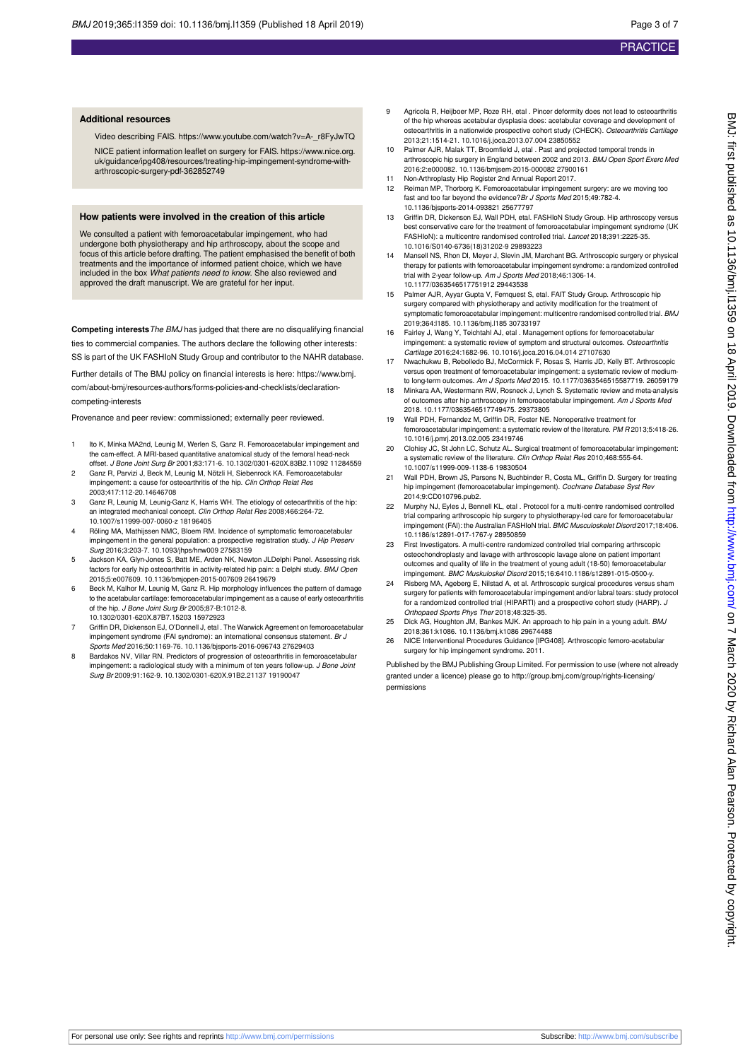## Additional resources

Video describing FAIS. https://www.youtube.com/watch?v=A-_r8FyJwTQ

NICE patient information leaflet on surgery for FAIS. https://www.nice.org.uk/guidance/ipg408/resources/treating-hip-impingement-syndrome-with-arthroscopic-surgery-pdf-362852749

## How patients were involved in the creation of this article

We consulted a patient with femoroacetabular impingement, who had undergone both physiotherapy and hip arthroscopy, about the scope and focus of this article before drafting. The patient emphasised the benefit of both treatments and the importance of informed patient choice, which we have included in the box *What patients need to know*. She also reviewed and approved the draft manuscript. We are grateful for her input.

**Competing interests** *The BMJ* has judged that there are no disqualifying financial ties to commercial companies. The authors declare the following other interests: SS is part of the UK FASHIoN Study Group and contributor to the NAHR database.

Further details of The BMJ policy on financial interests is here: https://www.bmj.com/about-bmj/resources-authors/forms-policies-and-checklists/declaration-competing-interests

Provenance and peer review: commissioned; externally peer reviewed.

1. Ito K, Minka MA2nd, Leunig M, Werlen S, Ganz R. Femoroacetabular impingement and the cam-effect. A MRI-based quantitative anatomical study of the femoral head-neck offset. *J Bone Joint Surg Br* 2001;83:171-6. 10.1302/0301-620X.83B2.11092 11284559
2. Ganz R, Parvizi J, Beck M, Leunig M, Nötzli H, Siebenrock KA. Femoroacetabular impingement: a cause for osteoarthritis of the hip. *Clin Orthop Relat Res* 2003;417:112-20.14646708
3. Ganz R, Leunig M, Leunig-Ganz K, Harris WH. The etiology of osteoarthritis of the hip: an integrated mechanical concept. *Clin Orthop Relat Res* 2008;466:264-72. 10.1007/s11999-007-0060-z 18196405
4. Röling MA, Mathijssen NMC, Bloem RM. Incidence of symptomatic femoroacetabular impingement in the general population: a prospective registration study. *J Hip Preserv Surg* 2016;3:203-7. 10.1093/jhps/hnw009 27583159
5. Jackson KA, Glyn-Jones S, Batt ME, Arden NK, Newton JLDelphi Panel. Assessing risk factors for early hip osteoarthritis in activity-related hip pain: a Delphi study. *BMJ Open* 2015;5:e007609. 10.1136/bmjopen-2015-007609 26419679
6. Beck M, Kalhor M, Leunig M, Ganz R. Hip morphology influences the pattern of damage to the acetabular cartilage: femoroacetabular impingement as a cause of early osteoarthritis of the hip. *J Bone Joint Surg Br* 2005;87-B:1012-8. 10.1302/0301-620X.87B7.15203 15972923
7. Griffin DR, Dickenson EJ, O'Donnell J, etal . The Warwick Agreement on femoroacetabular impingement syndrome (FAI syndrome): an international consensus statement. *Br J Sports Med* 2016;50:1169-76. 10.1136/bjsports-2016-096743 27629403
8. Bardakos NV, Villar RN. Predictors of progression of osteoarthritis in femoroacetabular impingement: a radiological study with a minimum of ten years follow-up. *J Bone Joint Surg Br* 2009;91:162-9. 10.1302/0301-620X.91B2.21137 19190047
9. Agricola R, Heijboer MP, Roze RH, etal . Pincer deformity does not lead to osteoarthritis of the hip whereas acetabular dysplasia does: acetabular coverage and development of osteoarthritis in a nationwide prospective cohort study (CHECK). *Osteoarthritis Cartilage* 2013;21:1514-21. 10.1016/j.joca.2013.07.004 23850552
10. Palmer AJR, Malak TT, Broomfield J, etal . Past and projected temporal trends in arthroscopic hip surgery in England between 2002 and 2013. *BMJ Open Sport Exerc Med* 2016;2:e000082. 10.1136/bmjsem-2015-000082 27900161
11. Non-Arthroplasty Hip Register 2nd Annual Report 2017.
12. Reiman MP, Thorborg K. Femoroacetabular impingement surgery: are we moving too fast and too far beyond the evidence?*Br J Sports Med* 2015;49:782-4. 10.1136/bjsports-2014-093821 25677797
13. Griffin DR, Dickenson EJ, Wall PDH, etal. FASHIoN Study Group. Hip arthroscopy versus best conservative care for the treatment of femoroacetabular impingement syndrome (UK FASHIoN): a multicentre randomised controlled trial. *Lancet* 2018;391:2225-35. 10.1016/S0140-6736(18)31202-9 29893223
14. Mansell NS, Rhon DI, Meyer J, Slevin JM, Marchant BG. Arthroscopic surgery or physical therapy for patients with femoroacetabular impingement syndrome: a randomized controlled trial with 2-year follow-up. *Am J Sports Med* 2018;46:1306-14. 10.1177/0363546517751912 29443538
15. Palmer AJR, Ayyar Gupta V, Fernquest S, etal. FAIT Study Group. Arthroscopic hip surgery compared with physiotherapy and activity modification for the treatment of symptomatic femoroacetabular impingement: multicentre randomised controlled trial. *BMJ* 2019;364:l185. 10.1136/bmj.l185 30733197
16. Fairley J, Wang Y, Teichtahl AJ, etal . Management options for femoroacetabular impingement: a systematic review of symptom and structural outcomes. *Osteoarthritis Cartilage* 2016;24:1682-96. 10.1016/j.joca.2016.04.014 27107630
17. Nwachukwu B, Rebolledo BJ, McCormick F, Rosas S, Harris JD, Kelly BT. Arthroscopic versus open treatment of femoroacetabular impingement: a systematic review of medium-to long-term outcomes. *Am J Sports Med* 2015. 10.1177/0363546515587719. 26059179
18. Minkara AA, Westermann RW, Rosneck J, Lynch S. Systematic review and meta-analysis of outcomes after hip arthroscopy in femoroacetabular impingement. *Am J Sports Med* 2018. 10.1177/0363546517749475. 29373805
19. Wall PDH, Fernandez M, Griffin DR, Foster NE. Nonoperative treatment for femoroacetabular impingement: a systematic review of the literature. *PM R* 2013;5:418-26. 10.1016/j.pmrj.2013.02.005 23419746
20. Clohisy JC, St John LC, Schutz AL. Surgical treatment of femoroacetabular impingement: a systematic review of the literature. *Clin Orthop Relat Res* 2010;468:555-64. 10.1007/s11999-009-1138-6 19830504
21. Wall PDH, Brown JS, Parsons N, Buchbinder R, Costa ML, Griffin D. Surgery for treating hip impingement (femoroacetabular impingement). *Cochrane Database Syst Rev* 2014;9:CD010796.pub2.
22. Murphy NJ, Eyles J, Bennell KL, etal . Protocol for a multi-centre randomised controlled trial comparing arthroscopic hip surgery to physiotherapy-led care for femoroacetabular impingement (FAI): the Australian FASHIoN trial. *BMC Musculoskelet Disord* 2017;18:406. 10.1186/s12891-017-1767-y 28950859
23. First Investigators. A multi-centre randomized controlled trial comparing arthrscopic osteochondroplasty and lavage with arthroscopic lavage alone on patient important outcomes and quality of life in the treatment of young adult (18-50) femoroacetabular impingement. *BMC Muskuloskel Disord* 2015;16:6410.1186/s12891-015-0500-y.
24. Risberg MA, Ageberg E, Nilstad A, et al. Arthroscopic surgical procedures versus sham surgery for patients with femoroacetabular impingement and/or labral tears: study protocol for a randomized controlled trial (HIPARTI) and a prospective cohort study (HARP). *J Orthopaed Sports Phys Ther* 2018;48:325-35.
25. Dick AG, Houghton JM, Bankes MJK. An approach to hip pain in a young adult. *BMJ* 2018;361:k1086. 10.1136/bmj.k1086 29674488
26. NICE Interventional Procedures Guidance [IPG408]. Arthroscopic femoro-acetabular surgery for hip impingement syndrome. 2011.

Published by the BMJ Publishing Group Limited. For permission to use (where not already granted under a licence) please go to http://group.bmj.com/group/rights-licensing/permissions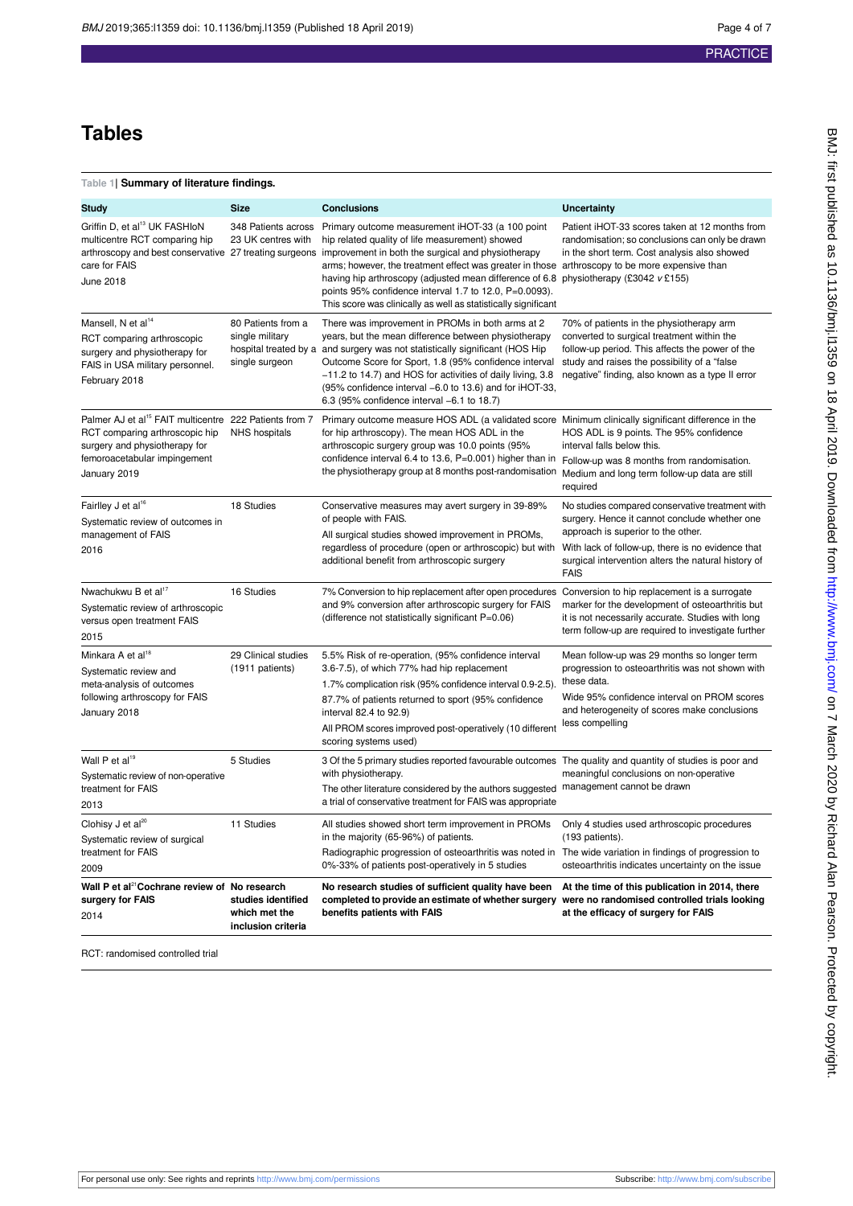# Tables

**Table 1| Summary of literature findings.**

| Study | Size | Conclusions | Uncertainty |
|---|---|---|---|
| Griffin D, et al[13] UK FASHIoN multicentre RCT comparing hip arthroscopy and best conservative care for FAIS<br>June 2018 | 348 Patients across 23 UK centres with 27 treating surgeons | Primary outcome measurement iHOT-33 (a 100 point hip related quality of life measurement) showed improvement in both the surgical and physiotherapy arms; however, the treatment effect was greater in those having hip arthroscopy (adjusted mean difference of 6.8 points 95% confidence interval 1.7 to 12.0, P=0.0093). This score was clinically as well as statistically significant | Patient iHOT-33 scores taken at 12 months from randomisation; so conclusions can only be drawn in the short term. Cost analysis also showed arthroscopy to be more expensive than physiotherapy (£3042 *v* £155) |
| Mansell, N et al[14]<br>RCT comparing arthroscopic surgery and physiotherapy for FAIS in USA military personnel.<br>February 2018 | 80 Patients from a single military hospital treated by a single surgeon | There was improvement in PROMs in both arms at 2 years, but the mean difference between physiotherapy and surgery was not statistically significant (HOS Hip Outcome Score for Sport, 1.8 (95% confidence interval −11.2 to 14.7) and HOS for activities of daily living, 3.8 (95% confidence interval −6.0 to 13.6) and for iHOT-33, 6.3 (95% confidence interval −6.1 to 18.7) | 70% of patients in the physiotherapy arm converted to surgical treatment within the follow-up period. This affects the power of the study and raises the possibility of a "false negative" finding, also known as a type II error |
| Palmer AJ et al[15] FAIT multicentre RCT comparing arthroscopic hip surgery and physiotherapy for femoroacetabular impingement<br>January 2019 | 222 Patients from 7 NHS hospitals | Primary outcome measure HOS ADL (a validated score for hip arthroscopy). The mean HOS ADL in the arthroscopic surgery group was 10.0 points (95% confidence interval 6.4 to 13.6, P=0.001) higher than in the physiotherapy group at 8 months post-randomisation | Minimum clinically significant difference in the HOS ADL is 9 points. The 95% confidence interval falls below this.<br>Follow-up was 8 months from randomisation. Medium and long term follow-up data are still required |
| Fairlley J et al[16]<br>Systematic review of outcomes in management of FAIS<br>2016 | 18 Studies | Conservative measures may avert surgery in 39-89% of people with FAIS.<br>All surgical studies showed improvement in PROMs, regardless of procedure (open or arthroscopic) but with additional benefit from arthroscopic surgery | No studies compared conservative treatment with surgery. Hence it cannot conclude whether one approach is superior to the other.<br>With lack of follow-up, there is no evidence that surgical intervention alters the natural history of FAIS |
| Nwachukwu B et al[17]<br>Systematic review of arthroscopic versus open treatment FAIS<br>2015 | 16 Studies | 7% Conversion to hip replacement after open procedures and 9% conversion after arthroscopic surgery for FAIS (difference not statistically significant P=0.06) | Conversion to hip replacement is a surrogate marker for the development of osteoarthritis but it is not necessarily accurate. Studies with long term follow-up are required to investigate further |
| Minkara A et al[18]<br>Systematic review and meta-analysis of outcomes following arthroscopy for FAIS<br>January 2018 | 29 Clinical studies (1911 patients) | 5.5% Risk of re-operation, (95% confidence interval 3.6-7.5), of which 77% had hip replacement<br>1.7% complication risk (95% confidence interval 0.9-2.5).<br>87.7% of patients returned to sport (95% confidence interval 82.4 to 92.9)<br>All PROM scores improved post-operatively (10 different scoring systems used) | Mean follow-up was 29 months so longer term progression to osteoarthritis was not shown with these data.<br>Wide 95% confidence interval on PROM scores and heterogeneity of scores make conclusions less compelling |
| Wall P et al[19]<br>Systematic review of non-operative treatment for FAIS<br>2013 | 5 Studies | 3 Of the 5 primary studies reported favourable outcomes with physiotherapy.<br>The other literature considered by the authors suggested a trial of conservative treatment for FAIS was appropriate | The quality and quantity of studies is poor and meaningful conclusions on non-operative management cannot be drawn |
| Clohisy J et al[20]<br>Systematic review of surgical treatment for FAIS<br>2009 | 11 Studies | All studies showed short term improvement in PROMs in the majority (65-96%) of patients.<br>Radiographic progression of osteoarthritis was noted in 0%-33% of patients post-operatively in 5 studies | Only 4 studies used arthroscopic procedures (193 patients).<br>The wide variation in findings of progression to osteoarthritis indicates uncertainty on the issue |
| **Wall P et al[21] Cochrane review of surgery for FAIS**<br>**2014** | **No research studies identified which met the inclusion criteria** | **No research studies of sufficient quality have been completed to provide an estimate of whether surgery benefits patients with FAIS** | **At the time of this publication in 2014, there were no randomised controlled trials looking at the efficacy of surgery for FAIS** |

RCT: randomised controlled trial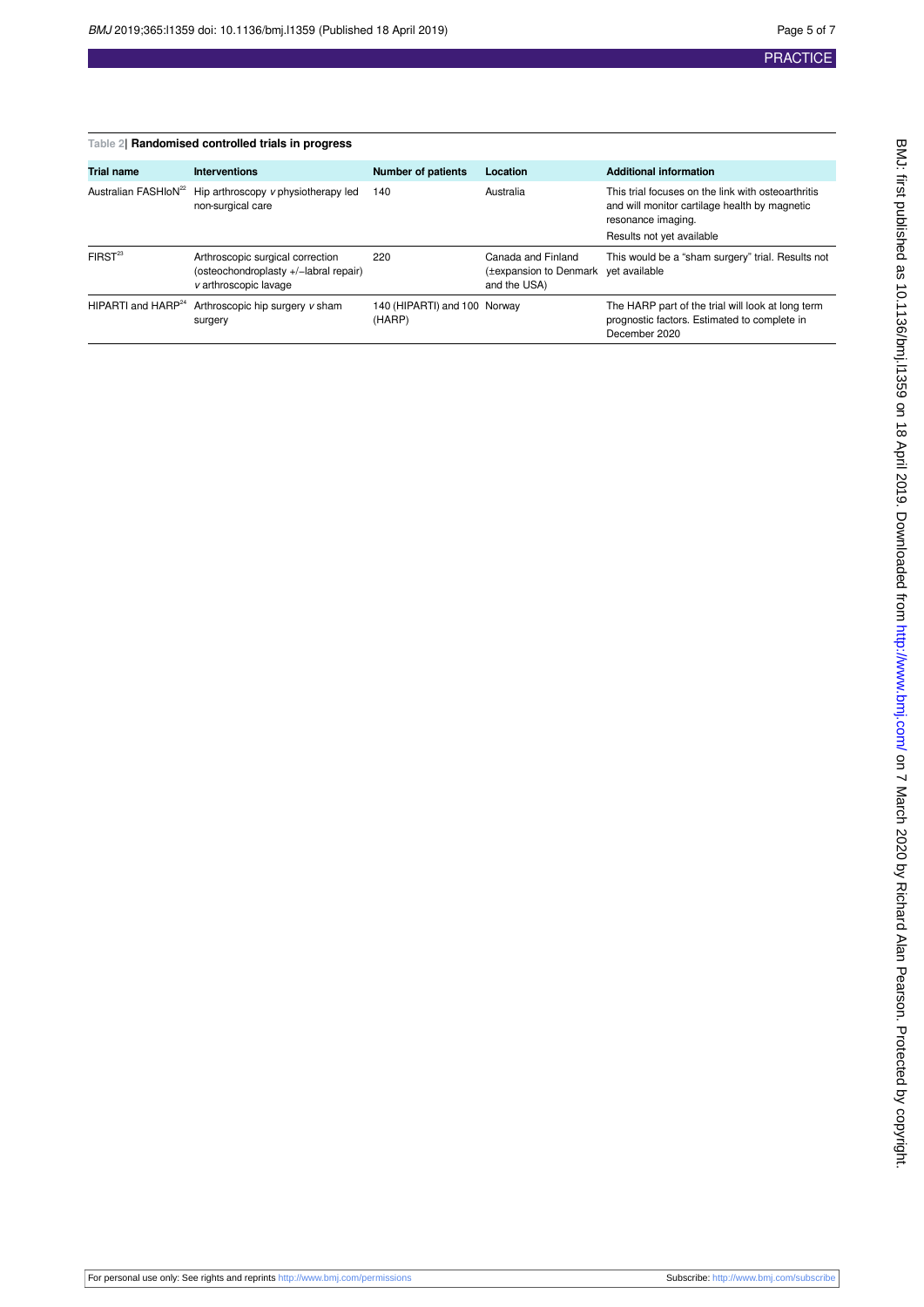Table 2| **Randomised controlled trials in progress**

| Trial name | Interventions | Number of patients | Location | Additional information |
|---|---|---|---|---|
| Australian FASHIoN[22] | Hip arthroscopy *v* physiotherapy led non-surgical care | 140 | Australia | This trial focuses on the link with osteoarthritis and will monitor cartilage health by magnetic resonance imaging. Results not yet available |
| FIRST[23] | Arthroscopic surgical correction (osteochondroplasty +/−labral repair) *v* arthroscopic lavage | 220 | Canada and Finland (±expansion to Denmark and the USA) | This would be a "sham surgery" trial. Results not yet available |
| HIPARTI and HARP[24] | Arthroscopic hip surgery *v* sham surgery | 140 (HIPARTI) and 100 (HARP) | Norway | The HARP part of the trial will look at long term prognostic factors. Estimated to complete in December 2020 |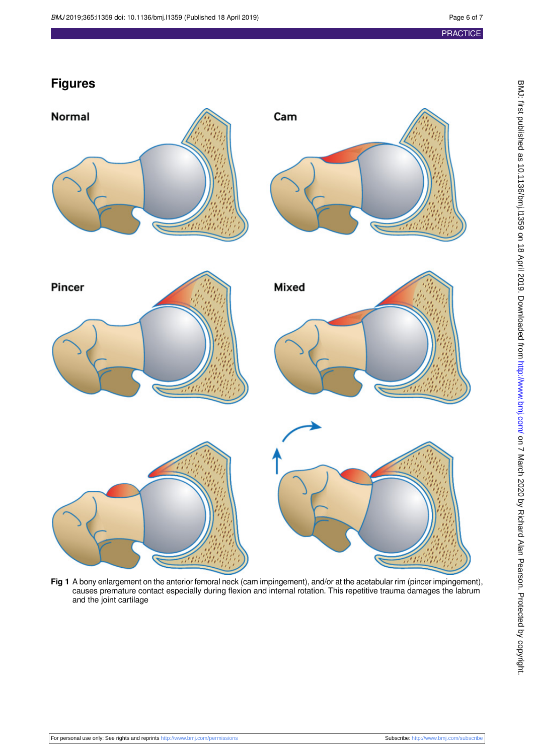# Figures

**Fig 1** A bony enlargement on the anterior femoral neck (cam impingement), and/or at the acetabular rim (pincer impingement), causes premature contact especially during flexion and internal rotation. This repetitive trauma damages the labrum and the joint cartilage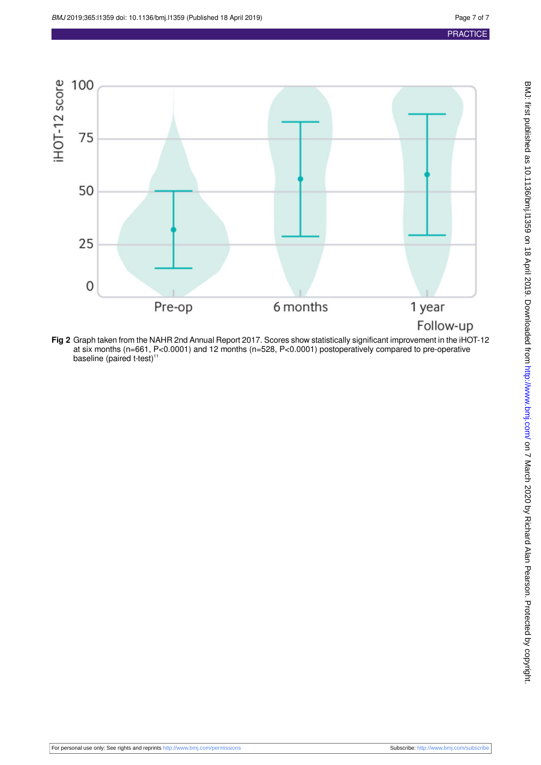iHOT-12 score

100

75

50

25

0

Pre-op

6 months

1 year

Follow-up

**Fig 2** Graph taken from the NAHR 2nd Annual Report 2017. Scores show statistically significant improvement in the iHOT-12 at six months (n=661, P<0.0001) and 12 months (n=528, P<0.0001) postoperatively compared to pre-operative baseline (paired t-test)[11]